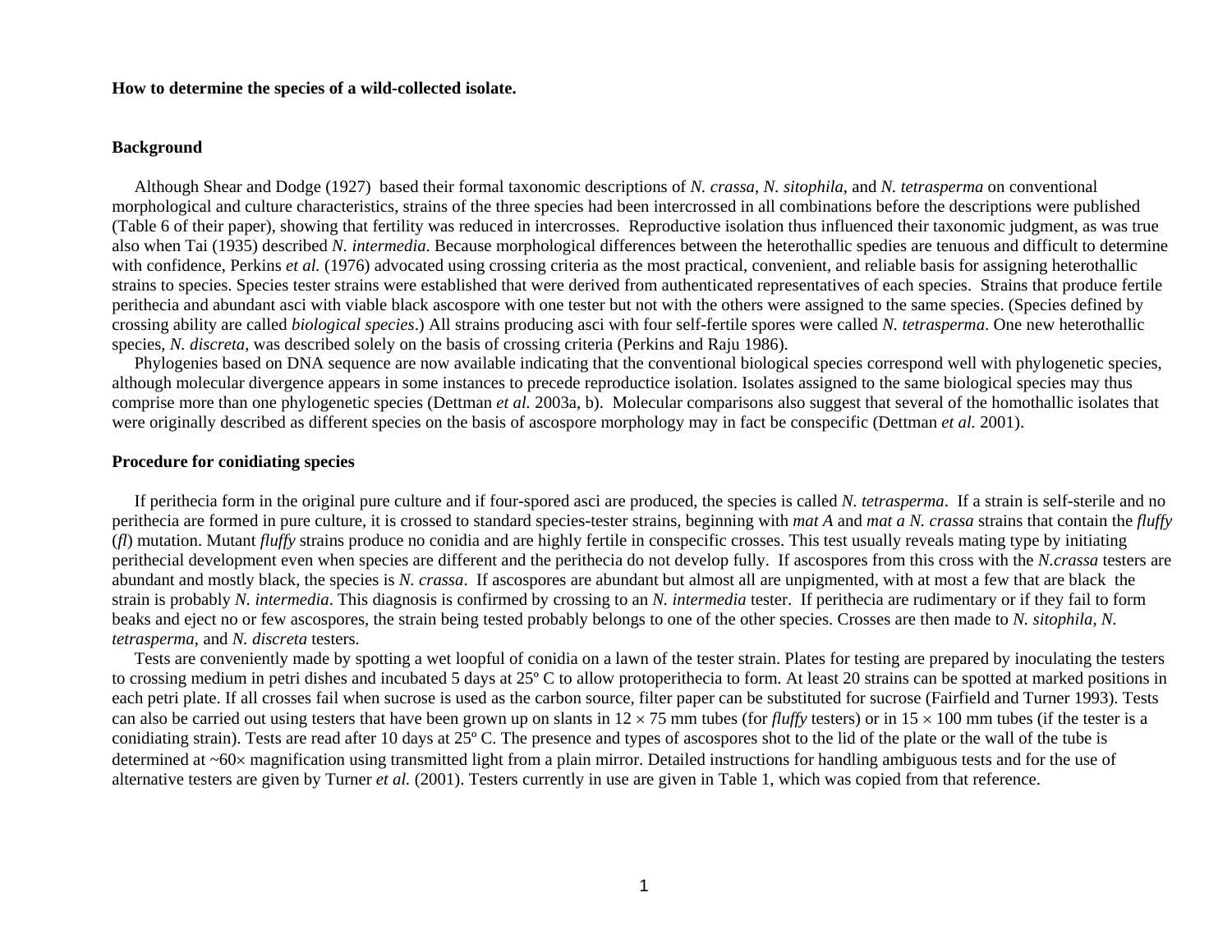**How to determine the species of a wild-collected isolate.**

**Background**

Although Shear and Dodge (1927) based their formal taxonomic descriptions of *N. crassa*, *N. sitophila*, and *N. tetrasperma* on conventional morphological and culture characteristics, strains of the three species had been intercrossed in all combinations before the descriptions were published (Table 6 of their paper), showing that fertility was reduced in intercrosses. Reproductive isolation thus influenced their taxonomic judgment, as was true also when Tai (1935) described *N. intermedia*. Because morphological differences between the heterothallic spedies are tenuous and difficult to determine with confidence, Perkins *et al.* (1976) advocated using crossing criteria as the most practical, convenient, and reliable basis for assigning heterothallic strains to species. Species tester strains were established that were derived from authenticated representatives of each species. Strains that produce fertile perithecia and abundant asci with viable black ascospore with one tester but not with the others were assigned to the same species. (Species defined by crossing ability are called *biological species*.) All strains producing asci with four self-fertile spores were called *N. tetrasperma*. One new heterothallic species, *N. discreta*, was described solely on the basis of crossing criteria (Perkins and Raju 1986).

Phylogenies based on DNA sequence are now available indicating that the conventional biological species correspond well with phylogenetic species, although molecular divergence appears in some instances to precede reproductice isolation. Isolates assigned to the same biological species may thus comprise more than one phylogenetic species (Dettman *et al.* 2003a, b). Molecular comparisons also suggest that several of the homothallic isolates that were originally described as different species on the basis of ascospore morphology may in fact be conspecific (Dettman *et al.* 2001).

**Procedure for conidiating species**

If perithecia form in the original pure culture and if four-spored asci are produced, the species is called *N. tetrasperma*. If a strain is self-sterile and no perithecia are formed in pure culture, it is crossed to standard species-tester strains, beginning with *mat A* and *mat a N. crassa* strains that contain the *fluffy* (*fl*) mutation. Mutant *fluffy* strains produce no conidia and are highly fertile in conspecific crosses. This test usually reveals mating type by initiating perithecial development even when species are different and the perithecia do not develop fully. If ascospores from this cross with the *N.crassa* testers are abundant and mostly black, the species is *N. crassa*. If ascospores are abundant but almost all are unpigmented, with at most a few that are black the strain is probably *N. intermedia*. This diagnosis is confirmed by crossing to an *N. intermedia* tester. If perithecia are rudimentary or if they fail to form beaks and eject no or few ascospores, the strain being tested probably belongs to one of the other species. Crosses are then made to *N. sitophila*, *N. tetrasperma*, and *N. discreta* testers.

Tests are conveniently made by spotting a wet loopful of conidia on a lawn of the tester strain. Plates for testing are prepared by inoculating the testers to crossing medium in petri dishes and incubated 5 days at 25º C to allow protoperithecia to form. At least 20 strains can be spotted at marked positions in each petri plate. If all crosses fail when sucrose is used as the carbon source, filter paper can be substituted for sucrose (Fairfield and Turner 1993). Tests can also be carried out using testers that have been grown up on slants in $12 \times 75$ mm tubes (for *fluffy* testers) or in $15 \times 100$ mm tubes (if the tester is a conidiating strain). Tests are read after 10 days at 25º C. The presence and types of ascospores shot to the lid of the plate or the wall of the tube is determined at ~60× magnification using transmitted light from a plain mirror. Detailed instructions for handling ambiguous tests and for the use of alternative testers are given by Turner *et al.* (2001). Testers currently in use are given in Table 1, which was copied from that reference.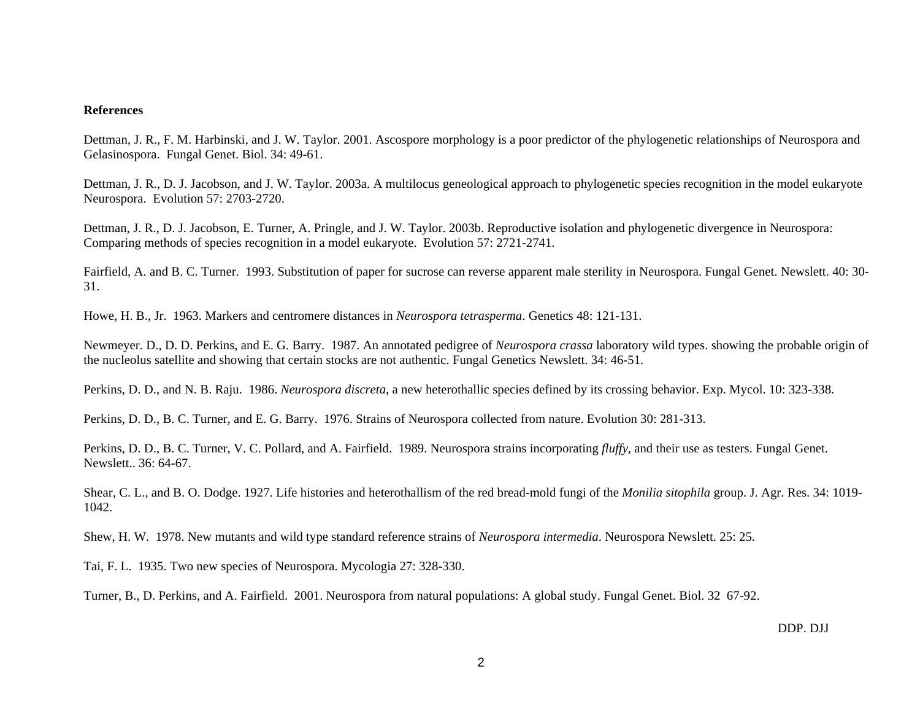**References**

Dettman, J. R., F. M. Harbinski, and J. W. Taylor. 2001. Ascospore morphology is a poor predictor of the phylogenetic relationships of Neurospora and Gelasinospora. Fungal Genet. Biol. 34: 49-61.

Dettman, J. R., D. J. Jacobson, and J. W. Taylor. 2003a. A multilocus geneological approach to phylogenetic species recognition in the model eukaryote Neurospora. Evolution 57: 2703-2720.

Dettman, J. R., D. J. Jacobson, E. Turner, A. Pringle, and J. W. Taylor. 2003b. Reproductive isolation and phylogenetic divergence in Neurospora: Comparing methods of species recognition in a model eukaryote. Evolution 57: 2721-2741.

Fairfield, A. and B. C. Turner. 1993. Substitution of paper for sucrose can reverse apparent male sterility in Neurospora. Fungal Genet. Newslett. 40: 30-31.

Howe, H. B., Jr. 1963. Markers and centromere distances in *Neurospora tetrasperma*. Genetics 48: 121-131.

Newmeyer. D., D. D. Perkins, and E. G. Barry. 1987. An annotated pedigree of *Neurospora crassa* laboratory wild types. showing the probable origin of the nucleolus satellite and showing that certain stocks are not authentic. Fungal Genetics Newslett. 34: 46-51.

Perkins, D. D., and N. B. Raju. 1986. *Neurospora discreta*, a new heterothallic species defined by its crossing behavior. Exp. Mycol. 10: 323-338.

Perkins, D. D., B. C. Turner, and E. G. Barry. 1976. Strains of Neurospora collected from nature. Evolution 30: 281-313.

Perkins, D. D., B. C. Turner, V. C. Pollard, and A. Fairfield. 1989. Neurospora strains incorporating *fluffy*, and their use as testers. Fungal Genet. Newslett.. 36: 64-67.

Shear, C. L., and B. O. Dodge. 1927. Life histories and heterothallism of the red bread-mold fungi of the *Monilia sitophila* group. J. Agr. Res. 34: 1019-1042.

Shew, H. W. 1978. New mutants and wild type standard reference strains of *Neurospora intermedia*. Neurospora Newslett. 25: 25.

Tai, F. L. 1935. Two new species of Neurospora. Mycologia 27: 328-330.

Turner, B., D. Perkins, and A. Fairfield. 2001. Neurospora from natural populations: A global study. Fungal Genet. Biol. 32 67-92.

DDP. DJJ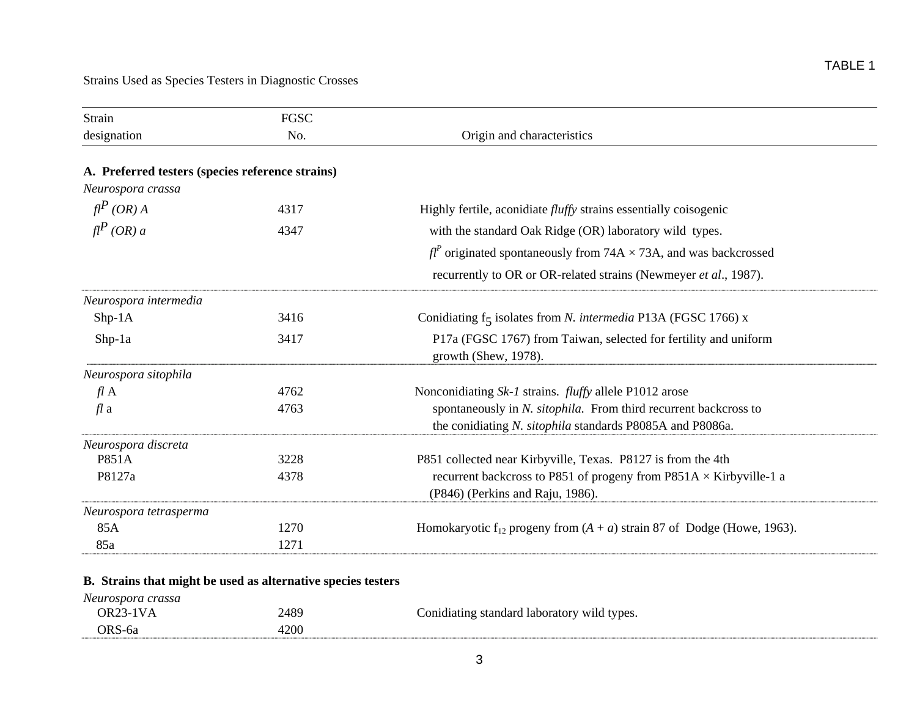TABLE 1

Strains Used as Species Testers in Diagnostic Crosses

| Strain designation | FGSC No. | Origin and characteristics |
|---|---|---|
| **A. Preferred testers (species reference strains)** | | |
| *Neurospora crassa* | | |
| *fl$^P$ (OR) A* | 4317 | Highly fertile, aconidiate *fluffy* strains essentially coisogenic with the standard Oak Ridge (OR) laboratory wild types. *fl$^P$* originated spontaneously from 74A × 73A, and was backcrossed recurrently to OR or OR-related strains (Newmeyer *et al*., 1987). |
| *fl$^P$ (OR) a* | 4347 | |
| *Neurospora intermedia* | | |
| Shp-1A | 3416 | Conidiating $f_5$ isolates from *N. intermedia* P13A (FGSC 1766) x P17a (FGSC 1767) from Taiwan, selected for fertility and uniform growth (Shew, 1978). |
| Shp-1a | 3417 | |
| *Neurospora sitophila* | | |
| *fl* A | 4762 | Nonconidiating *Sk-1* strains. *fluffy* allele P1012 arose spontaneously in *N. sitophila.* From third recurrent backcross to the conidiating *N. sitophila* standards P8085A and P8086a. |
| *fl* a | 4763 | |
| *Neurospora discreta* | | |
| P851A | 3228 | P851 collected near Kirbyville, Texas. P8127 is from the 4th recurrent backcross to P851 of progeny from P851A × Kirbyville-1 a (P846) (Perkins and Raju, 1986). |
| P8127a | 4378 | |
| *Neurospora tetrasperma* | | |
| 85A | 1270 | Homokaryotic $f_{12}$ progeny from (*A* + *a*) strain 87 of Dodge (Howe, 1963). |
| 85a | 1271 | |
| **B. Strains that might be used as alternative species testers** | | |
| *Neurospora crassa* | | |
| OR23-1VA | 2489 | Conidiating standard laboratory wild types. |
| ORS-6a | 4200 | |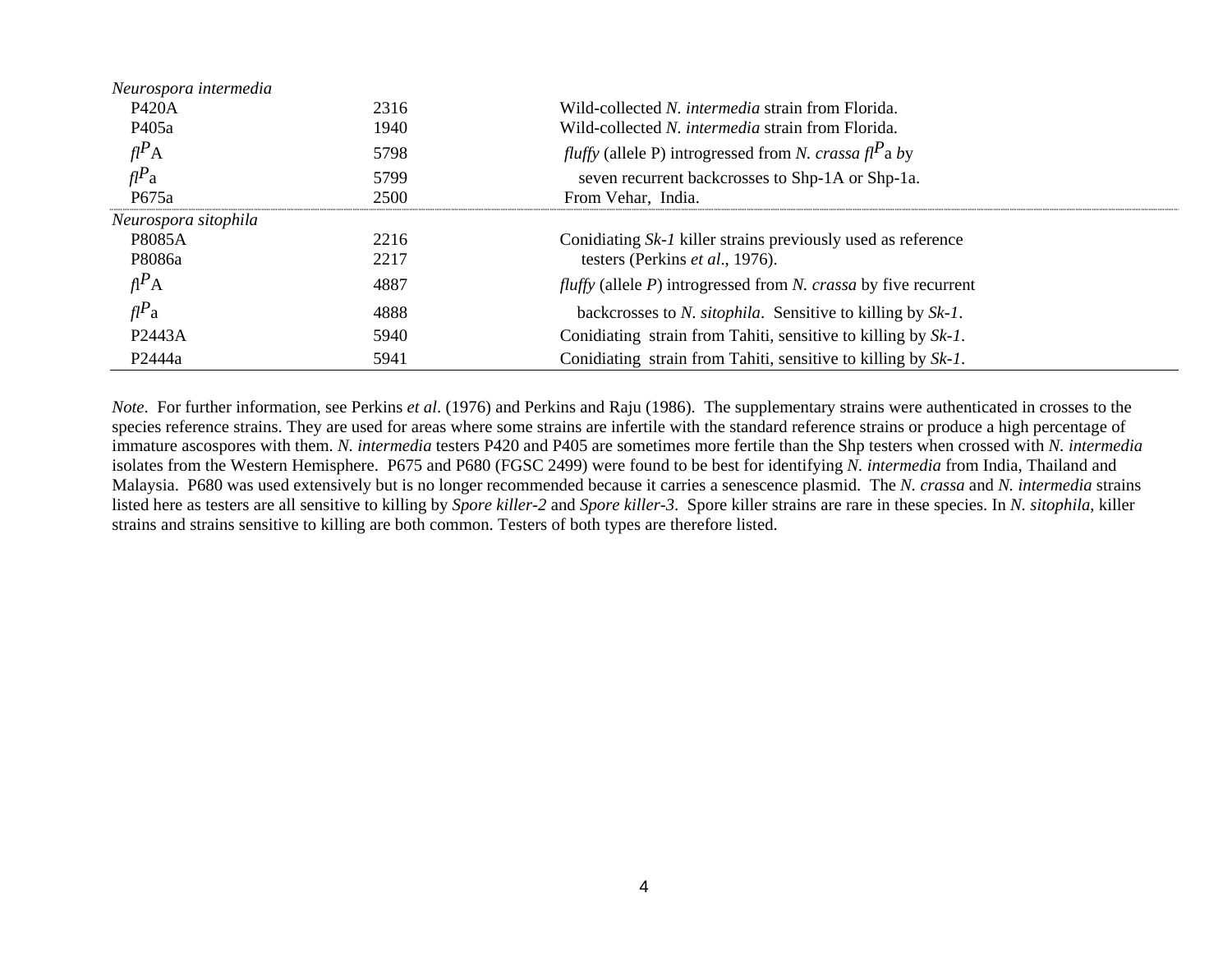| | | |
|---|---|---|
| *Neurospora intermedia* | | |
| P420A | 2316 | Wild-collected *N. intermedia* strain from Florida. |
| P405a | 1940 | Wild-collected *N. intermedia* strain from Florida. |
| *fl*$^{P}$A | 5798 | *fluffy* (allele P) introgressed from *N. crassa fl*$^{P}$a by |
| *fl*$^{P}$a | 5799 | seven recurrent backcrosses to Shp-1A or Shp-1a. |
| P675a | 2500 | From Vehar, India. |
| *Neurospora sitophila* | | |
| P8085A | 2216 | Conidiating *Sk-1* killer strains previously used as reference |
| P8086a | 2217 | testers (Perkins *et al*., 1976). |
| *fl*$^{P}$A | 4887 | *fluffy* (allele *P*) introgressed from *N. crassa* by five recurrent |
| *fl*$^{P}$a | 4888 | backcrosses to *N. sitophila*. Sensitive to killing by *Sk-1*. |
| P2443A | 5940 | Conidiating strain from Tahiti, sensitive to killing by *Sk-1*. |
| P2444a | 5941 | Conidiating strain from Tahiti, sensitive to killing by *Sk-1*. |

*Note*. For further information, see Perkins *et al*. (1976) and Perkins and Raju (1986). The supplementary strains were authenticated in crosses to the species reference strains. They are used for areas where some strains are infertile with the standard reference strains or produce a high percentage of immature ascospores with them. *N. intermedia* testers P420 and P405 are sometimes more fertile than the Shp testers when crossed with *N. intermedia* isolates from the Western Hemisphere. P675 and P680 (FGSC 2499) were found to be best for identifying *N. intermedia* from India, Thailand and Malaysia. P680 was used extensively but is no longer recommended because it carries a senescence plasmid. The *N. crassa* and *N. intermedia* strains listed here as testers are all sensitive to killing by *Spore killer-2* and *Spore killer-3*. Spore killer strains are rare in these species. In *N. sitophila*, killer strains and strains sensitive to killing are both common. Testers of both types are therefore listed.